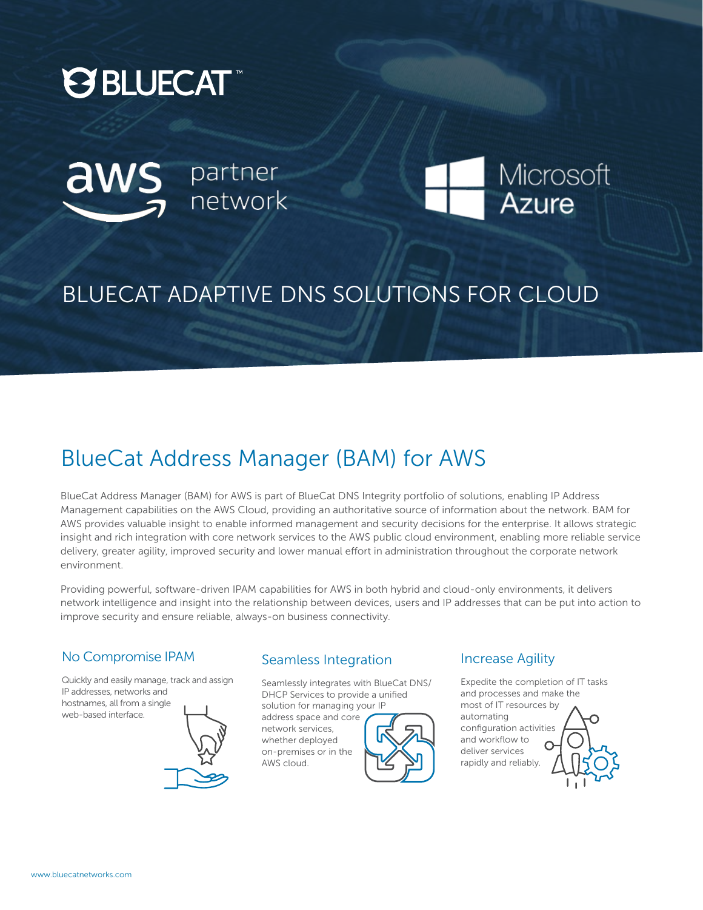BLUECAT™

aws partner network

Microsoft Azure

# BLUECAT ADAPTIVE DNS SOLUTIONS FOR CLOUD

## BlueCat Address Manager (BAM) for AWS

BlueCat Address Manager (BAM) for AWS is part of BlueCat DNS Integrity portfolio of solutions, enabling IP Address Management capabilities on the AWS Cloud, providing an authoritative source of information about the network. BAM for AWS provides valuable insight to enable informed management and security decisions for the enterprise. It allows strategic insight and rich integration with core network services to the AWS public cloud environment, enabling more reliable service delivery, greater agility, improved security and lower manual effort in administration throughout the corporate network environment.

Providing powerful, software-driven IPAM capabilities for AWS in both hybrid and cloud-only environments, it delivers network intelligence and insight into the relationship between devices, users and IP addresses that can be put into action to improve security and ensure reliable, always-on business connectivity.

### No Compromise IPAM

Quickly and easily manage, track and assign IP addresses, networks and hostnames, all from a single web-based interface.

### Seamless Integration

Seamlessly integrates with BlueCat DNS/DHCP Services to provide a unified solution for managing your IP address space and core network services, whether deployed on-premises or in the AWS cloud.

### Increase Agility

Expedite the completion of IT tasks and processes and make the most of IT resources by automating configuration activities and workflow to deliver services rapidly and reliably.

www.bluecatnetworks.com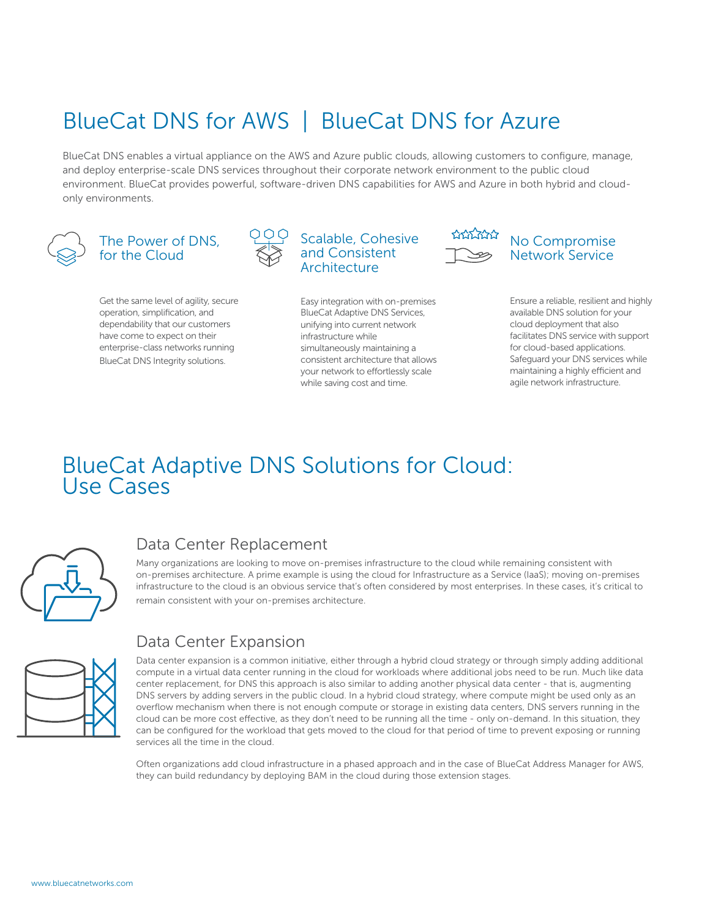# BlueCat DNS for AWS | BlueCat DNS for Azure

BlueCat DNS enables a virtual appliance on the AWS and Azure public clouds, allowing customers to configure, manage, and deploy enterprise-scale DNS services throughout their corporate network environment to the public cloud environment. BlueCat provides powerful, software-driven DNS capabilities for AWS and Azure in both hybrid and cloud-only environments.

### The Power of DNS, for the Cloud

Get the same level of agility, secure operation, simplification, and dependability that our customers have come to expect on their enterprise-class networks running BlueCat DNS Integrity solutions.

### Scalable, Cohesive and Consistent Architecture

Easy integration with on-premises BlueCat Adaptive DNS Services, unifying into current network infrastructure while simultaneously maintaining a consistent architecture that allows your network to effortlessly scale while saving cost and time.

### No Compromise Network Service

Ensure a reliable, resilient and highly available DNS solution for your cloud deployment that also facilitates DNS service with support for cloud-based applications. Safeguard your DNS services while maintaining a highly efficient and agile network infrastructure.

# BlueCat Adaptive DNS Solutions for Cloud: Use Cases

## Data Center Replacement

Many organizations are looking to move on-premises infrastructure to the cloud while remaining consistent with on-premises architecture. A prime example is using the cloud for Infrastructure as a Service (IaaS); moving on-premises infrastructure to the cloud is an obvious service that's often considered by most enterprises. In these cases, it's critical to remain consistent with your on-premises architecture.

## Data Center Expansion

Data center expansion is a common initiative, either through a hybrid cloud strategy or through simply adding additional compute in a virtual data center running in the cloud for workloads where additional jobs need to be run. Much like data center replacement, for DNS this approach is also similar to adding another physical data center - that is, augmenting DNS servers by adding servers in the public cloud. In a hybrid cloud strategy, where compute might be used only as an overflow mechanism when there is not enough compute or storage in existing data centers, DNS servers running in the cloud can be more cost effective, as they don't need to be running all the time - only on-demand. In this situation, they can be configured for the workload that gets moved to the cloud for that period of time to prevent exposing or running services all the time in the cloud.

Often organizations add cloud infrastructure in a phased approach and in the case of BlueCat Address Manager for AWS, they can build redundancy by deploying BAM in the cloud during those extension stages.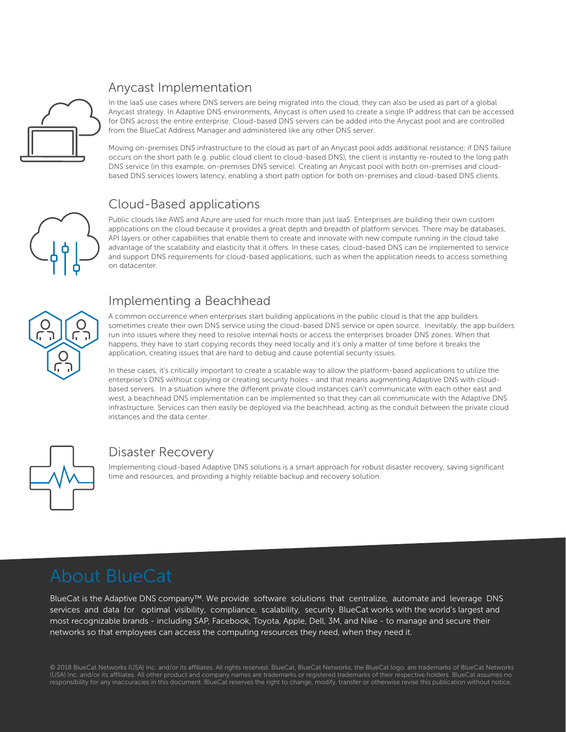## Anycast Implementation

In the IaaS use cases where DNS servers are being migrated into the cloud, they can also be used as part of a global Anycast strategy. In Adaptive DNS environments, Anycast is often used to create a single IP address that can be accessed for DNS across the entire enterprise. Cloud-based DNS servers can be added into the Anycast pool and are controlled from the BlueCat Address Manager and administered like any other DNS server.

Moving on-premises DNS infrastructure to the cloud as part of an Anycast pool adds additional resistance; if DNS failure occurs on the short path (e.g. public cloud client to cloud-based DNS), the client is instantly re-routed to the long path DNS service (in this example, on-premises DNS service). Creating an Anycast pool with both on-premises and cloud-based DNS services lowers latency, enabling a short path option for both on-premises and cloud-based DNS clients.

## Cloud-Based applications

Public clouds like AWS and Azure are used for much more than just IaaS. Enterprises are building their own custom applications on the cloud because it provides a great depth and breadth of platform services. There may be databases, API layers or other capabilities that enable them to create and innovate with new compute running in the cloud take advantage of the scalability and elasticity that it offers. In these cases, cloud-based DNS can be implemented to service and support DNS requirements for cloud-based applications, such as when the application needs to access something on datacenter.

## Implementing a Beachhead

A common occurrence when enterprises start building applications in the public cloud is that the app builders sometimes create their own DNS service using the cloud-based DNS service or open source. Inevitably, the app builders run into issues where they need to resolve internal hosts or access the enterprises broader DNS zones. When that happens, they have to start copying records they need locally and it's only a matter of time before it breaks the application, creating issues that are hard to debug and cause potential security issues.

In these cases, it's critically important to create a scalable way to allow the platform-based applications to utilize the enterprise's DNS without copying or creating security holes - and that means augmenting Adaptive DNS with cloud-based servers. In a situation where the different private cloud instances can't communicate with each other east and west, a beachhead DNS implementation can be implemented so that they can all communicate with the Adaptive DNS infrastructure. Services can then easily be deployed via the beachhead, acting as the conduit between the private cloud instances and the data center.

## Disaster Recovery

Implementing cloud-based Adaptive DNS solutions is a smart approach for robust disaster recovery, saving significant time and resources, and providing a highly reliable backup and recovery solution.

# About BlueCat

BlueCat is the Adaptive DNS company™. We provide software solutions that centralize, automate and leverage DNS services and data for optimal visibility, compliance, scalability, security. BlueCat works with the world's largest and most recognizable brands - including SAP, Facebook, Toyota, Apple, Dell, 3M, and Nike - to manage and secure their networks so that employees can access the computing resources they need, when they need it.

© 2018 BlueCat Networks (USA) Inc. and/or its affiliates. All rights reserved. BlueCat, BlueCat Networks, the BlueCat logo, are trademarks of BlueCat Networks (USA) Inc. and/or its affiliates. All other product and company names are trademarks or registered trademarks of their respective holders. BlueCat assumes no responsibility for any inaccuracies in this document. BlueCat reserves the right to change, modify, transfer or otherwise revise this publication without notice.